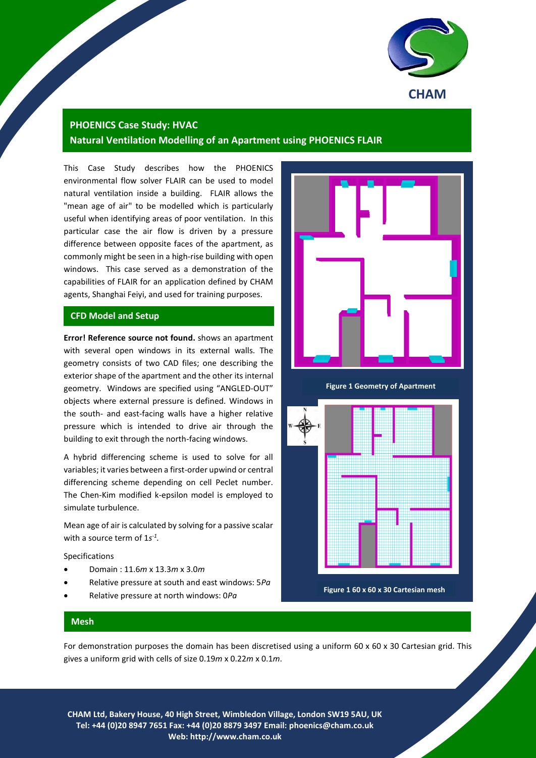# PHOENICS Case Study: HVAC

## Natural Ventilation Modelling of an Apartment using PHOENICS FLAIR

This Case Study describes how the PHOENICS environmental flow solver FLAIR can be used to model natural ventilation inside a building. FLAIR allows the "mean age of air" to be modelled which is particularly useful when identifying areas of poor ventilation. In this particular case the air flow is driven by a pressure difference between opposite faces of the apartment, as commonly might be seen in a high-rise building with open windows. This case served as a demonstration of the capabilities of FLAIR for an application defined by CHAM agents, Shanghai Feiyi, and used for training purposes.

## CFD Model and Setup

**Error! Reference source not found.** shows an apartment with several open windows in its external walls. The geometry consists of two CAD files; one describing the exterior shape of the apartment and the other its internal geometry. Windows are specified using "ANGLED-OUT" objects where external pressure is defined. Windows in the south- and east-facing walls have a higher relative pressure which is intended to drive air through the building to exit through the north-facing windows.

A hybrid differencing scheme is used to solve for all variables; it varies between a first-order upwind or central differencing scheme depending on cell Peclet number. The Chen-Kim modified k-epsilon model is employed to simulate turbulence.

Mean age of air is calculated by solving for a passive scalar with a source term of $1s^{-1}$.

Specifications

- Domain : 11.6*m* x 13.3*m* x 3.0*m*
- Relative pressure at south and east windows: 5*Pa*
- Relative pressure at north windows: 0*Pa*

**Figure 1 Geometry of Apartment**

**Figure 1 60 x 60 x 30 Cartesian mesh**

## Mesh

For demonstration purposes the domain has been discretised using a uniform 60 x 60 x 30 Cartesian grid. This gives a uniform grid with cells of size 0.19*m* x 0.22*m* x 0.1*m*.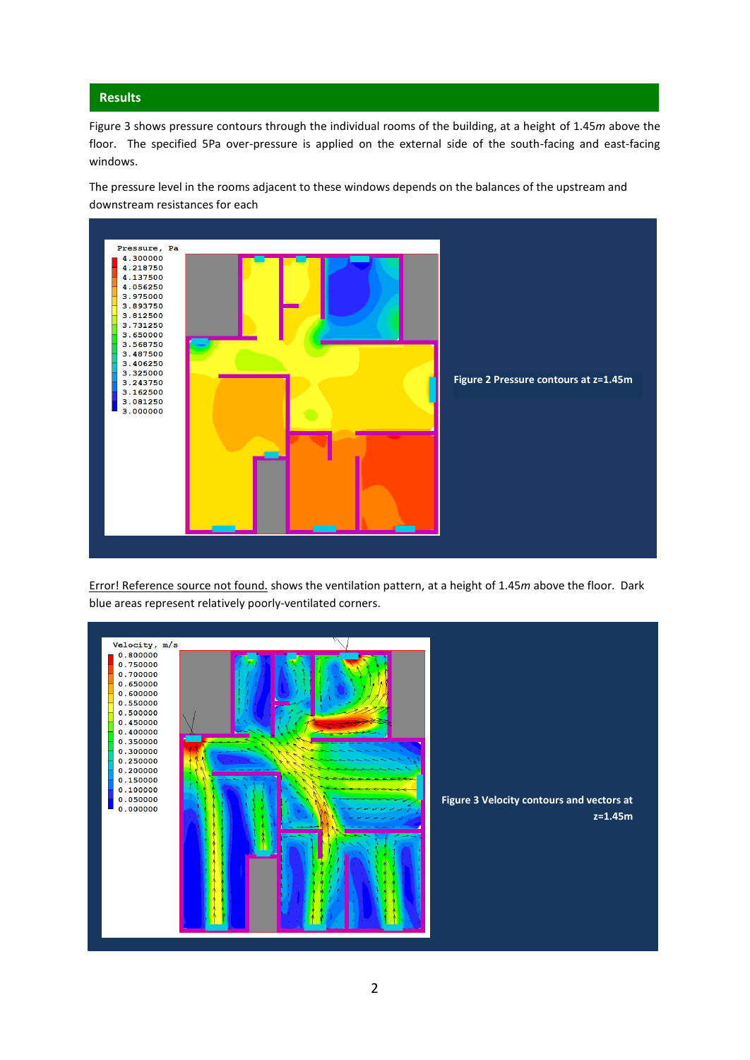## Results

Figure 3 shows pressure contours through the individual rooms of the building, at a height of 1.45*m* above the floor. The specified 5Pa over-pressure is applied on the external side of the south-facing and east-facing windows.

The pressure level in the rooms adjacent to these windows depends on the balances of the upstream and downstream resistances for each

Figure 2 Pressure contours at z=1.45m

Error! Reference source not found. shows the ventilation pattern, at a height of 1.45*m* above the floor. Dark blue areas represent relatively poorly-ventilated corners.

Figure 3 Velocity contours and vectors at z=1.45m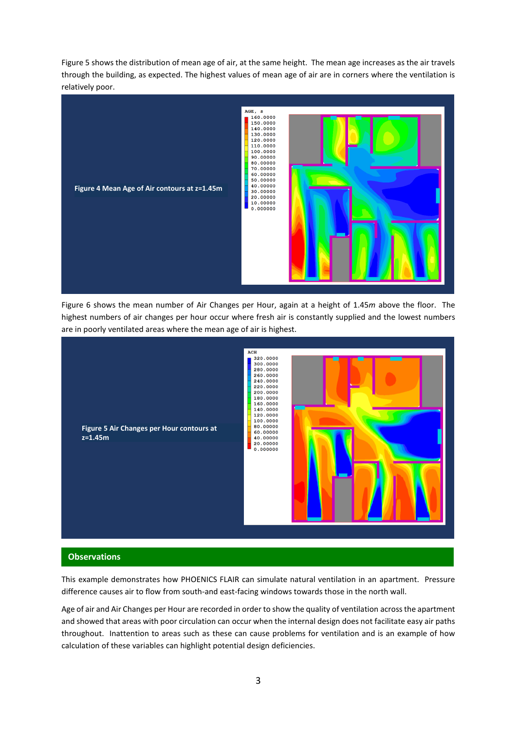Figure 5 shows the distribution of mean age of air, at the same height. The mean age increases as the air travels through the building, as expected. The highest values of mean age of air are in corners where the ventilation is relatively poor.

**Figure 4 Mean Age of Air contours at z=1.45m**

AGE, s
160.0000
150.0000
140.0000
130.0000
120.0000
110.0000
100.0000
90.00000
80.00000
70.00000
60.00000
50.00000
40.00000
30.00000
20.00000
10.00000
0.000000

Figure 6 shows the mean number of Air Changes per Hour, again at a height of 1.45*m* above the floor. The highest numbers of air changes per hour occur where fresh air is constantly supplied and the lowest numbers are in poorly ventilated areas where the mean age of air is highest.

**Figure 5 Air Changes per Hour contours at z=1.45m**

ACH
320.0000
300.0000
280.0000
260.0000
240.0000
220.0000
200.0000
180.0000
160.0000
140.0000
120.0000
100.0000
80.00000
60.00000
40.00000
20.00000
0.000000

## Observations

This example demonstrates how PHOENICS FLAIR can simulate natural ventilation in an apartment. Pressure difference causes air to flow from south-and east-facing windows towards those in the north wall.

Age of air and Air Changes per Hour are recorded in order to show the quality of ventilation across the apartment and showed that areas with poor circulation can occur when the internal design does not facilitate easy air paths throughout. Inattention to areas such as these can cause problems for ventilation and is an example of how calculation of these variables can highlight potential design deficiencies.